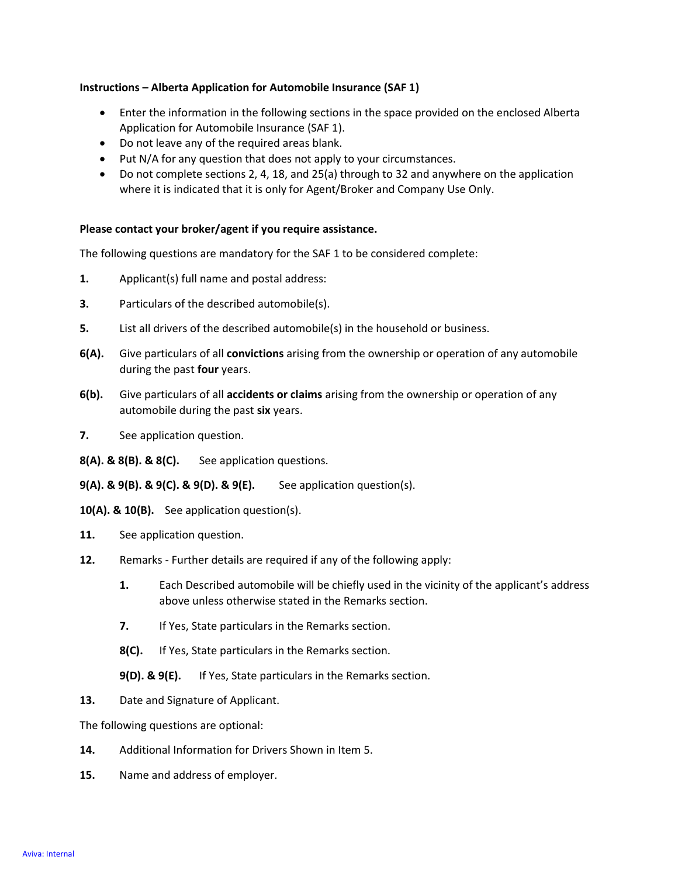**Instructions – Alberta Application for Automobile Insurance (SAF 1)**

- Enter the information in the following sections in the space provided on the enclosed Alberta Application for Automobile Insurance (SAF 1).
- Do not leave any of the required areas blank.
- Put N/A for any question that does not apply to your circumstances.
- Do not complete sections 2, 4, 18, and 25(a) through to 32 and anywhere on the application where it is indicated that it is only for Agent/Broker and Company Use Only.

**Please contact your broker/agent if you require assistance.**

The following questions are mandatory for the SAF 1 to be considered complete:

**1.** Applicant(s) full name and postal address:

**3.** Particulars of the described automobile(s).

**5.** List all drivers of the described automobile(s) in the household or business.

**6(A).** Give particulars of all **convictions** arising from the ownership or operation of any automobile during the past **four** years.

**6(b).** Give particulars of all **accidents or claims** arising from the ownership or operation of any automobile during the past **six** years.

**7.** See application question.

**8(A). & 8(B). & 8(C).** See application questions.

**9(A). & 9(B). & 9(C). & 9(D). & 9(E).** See application question(s).

**10(A). & 10(B).** See application question(s).

**11.** See application question.

**12.** Remarks - Further details are required if any of the following apply:

> **1.** Each Described automobile will be chiefly used in the vicinity of the applicant's address above unless otherwise stated in the Remarks section.
>
> **7.** If Yes, State particulars in the Remarks section.
>
> **8(C).** If Yes, State particulars in the Remarks section.
>
> **9(D). & 9(E).** If Yes, State particulars in the Remarks section.

**13.** Date and Signature of Applicant.

The following questions are optional:

**14.** Additional Information for Drivers Shown in Item 5.

**15.** Name and address of employer.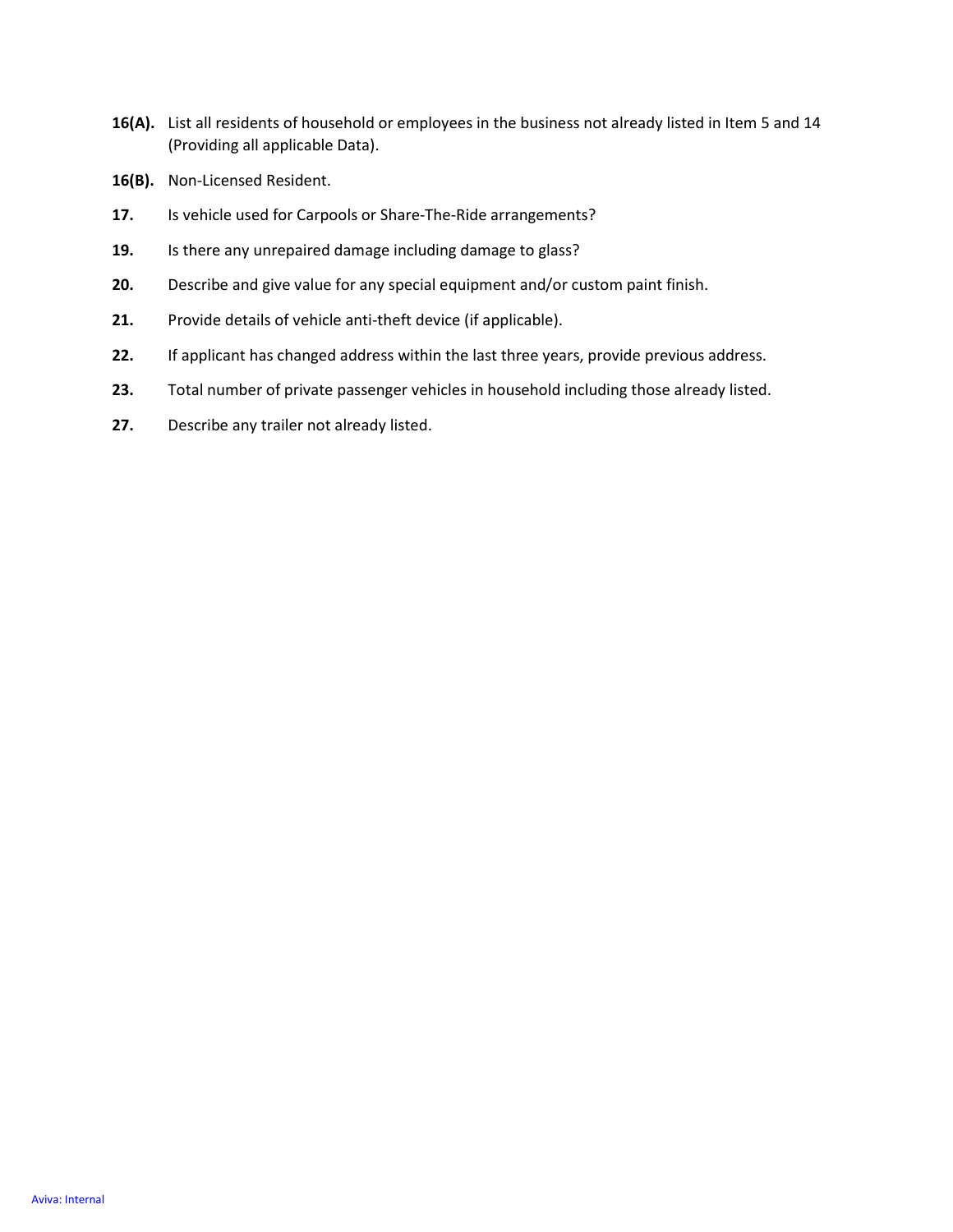**16(A).** List all residents of household or employees in the business not already listed in Item 5 and 14 (Providing all applicable Data).

**16(B).** Non-Licensed Resident.

**17.** Is vehicle used for Carpools or Share-The-Ride arrangements?

**19.** Is there any unrepaired damage including damage to glass?

**20.** Describe and give value for any special equipment and/or custom paint finish.

**21.** Provide details of vehicle anti-theft device (if applicable).

**22.** If applicant has changed address within the last three years, provide previous address.

**23.** Total number of private passenger vehicles in household including those already listed.

**27.** Describe any trailer not already listed.